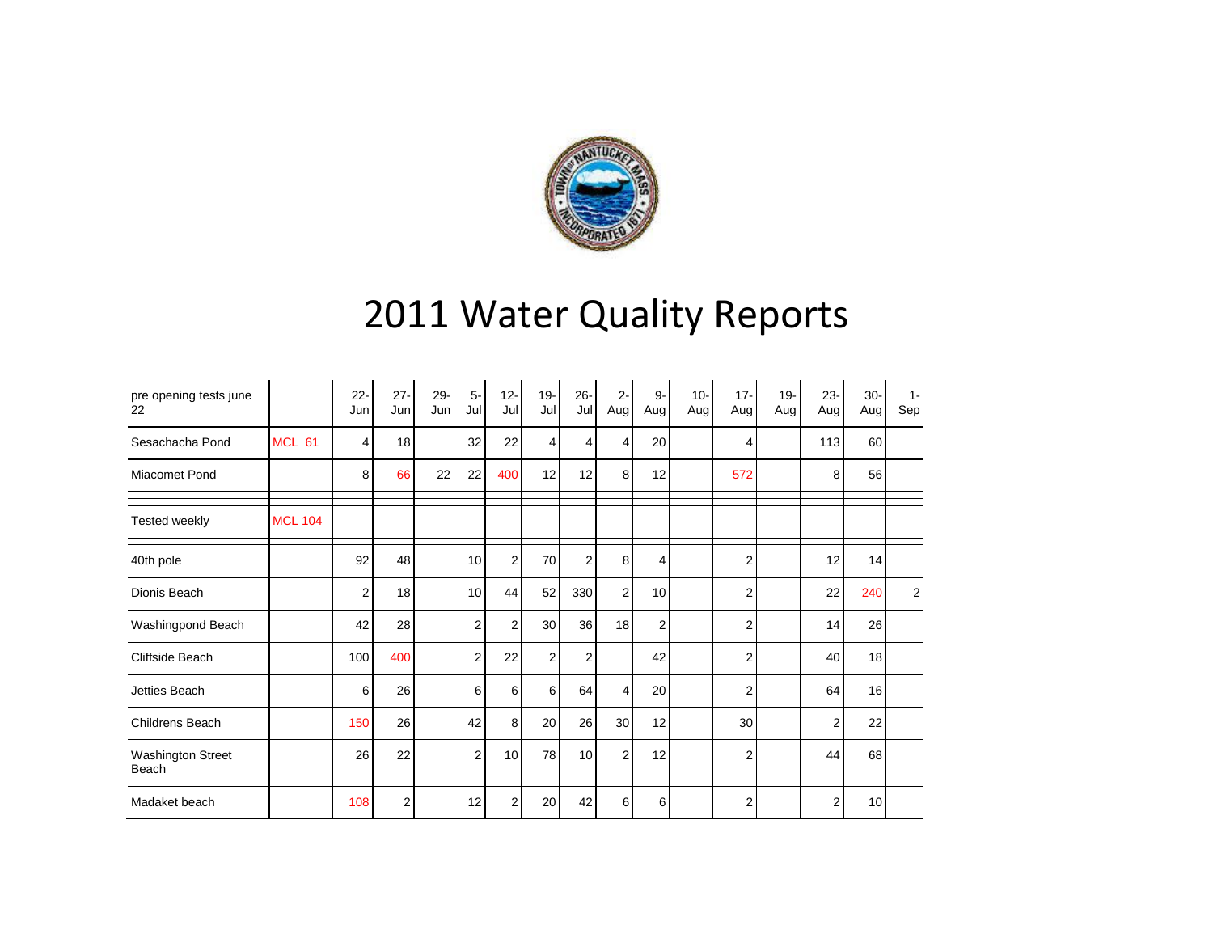# 2011 Water Quality Reports

| pre opening tests june 22 | | 22-Jun | 27-Jun | 29-Jun | 5-Jul | 12-Jul | 19-Jul | 26-Jul | 2-Aug | 9-Aug | 10-Aug | 17-Aug | 19-Aug | 23-Aug | 30-Aug | 1-Sep |
|---|---|---|---|---|---|---|---|---|---|---|---|---|---|---|---|---|
| Sesachacha Pond | MCL 61 | 4 | 18 | | 32 | 22 | 4 | 4 | 4 | 20 | | 4 | | 113 | 60 | |
| Miacomet Pond | | 8 | 66 | 22 | 22 | 400 | 12 | 12 | 8 | 12 | | 572 | | 8 | 56 | |
| | | | | | | | | | | | | | | | | |
| Tested weekly | MCL 104 | | | | | | | | | | | | | | | |
| | | | | | | | | | | | | | | | | |
| 40th pole | | 92 | 48 | | 10 | 2 | 70 | 2 | 8 | 4 | | 2 | | 12 | 14 | |
| Dionis Beach | | 2 | 18 | | 10 | 44 | 52 | 330 | 2 | 10 | | 2 | | 22 | 240 | 2 |
| Washingpond Beach | | 42 | 28 | | 2 | 2 | 30 | 36 | 18 | 2 | | 2 | | 14 | 26 | |
| Cliffside Beach | | 100 | 400 | | 2 | 22 | 2 | 2 | | 42 | | 2 | | 40 | 18 | |
| Jetties Beach | | 6 | 26 | | 6 | 6 | 6 | 64 | 4 | 20 | | 2 | | 64 | 16 | |
| Childrens Beach | | 150 | 26 | | 42 | 8 | 20 | 26 | 30 | 12 | | 30 | | 2 | 22 | |
| Washington Street Beach | | 26 | 22 | | 2 | 10 | 78 | 10 | 2 | 12 | | 2 | | 44 | 68 | |
| Madaket beach | | 108 | 2 | | 12 | 2 | 20 | 42 | 6 | 6 | | 2 | | 2 | 10 | |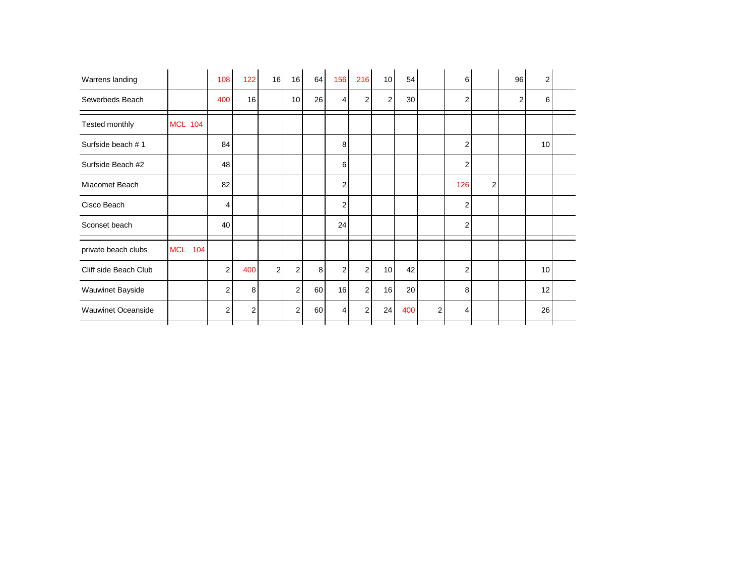| | | | | | | | | | | | | | | | | |
|---|---|---|---|---|---|---|---|---|---|---|---|---|---|---|---|---|
| Warrens landing | | 108 | 122 | 16 | 16 | 64 | 156 | 216 | 10 | 54 | | 6 | | 96 | 2 | |
| Sewerbeds Beach | | 400 | 16 | | 10 | 26 | 4 | 2 | 2 | 30 | | 2 | | 2 | 6 | |
| Tested monthly | MCL 104 | | | | | | | | | | | | | | | |
| Surfside beach # 1 | | 84 | | | | | 8 | | | | | 2 | | | 10 | |
| Surfside Beach #2 | | 48 | | | | | 6 | | | | | 2 | | | | |
| Miacomet Beach | | 82 | | | | | 2 | | | | | 126 | 2 | | | |
| Cisco Beach | | 4 | | | | | 2 | | | | | 2 | | | | |
| Sconset beach | | 40 | | | | | 24 | | | | | 2 | | | | |
| private beach clubs | MCL 104 | | | | | | | | | | | | | | | |
| Cliff side Beach Club | | 2 | 400 | 2 | 2 | 8 | 2 | 2 | 10 | 42 | | 2 | | | 10 | |
| Wauwinet Bayside | | 2 | 8 | | 2 | 60 | 16 | 2 | 16 | 20 | | 8 | | | 12 | |
| Wauwinet Oceanside | | 2 | 2 | | 2 | 60 | 4 | 2 | 24 | 400 | 2 | 4 | | | 26 | |